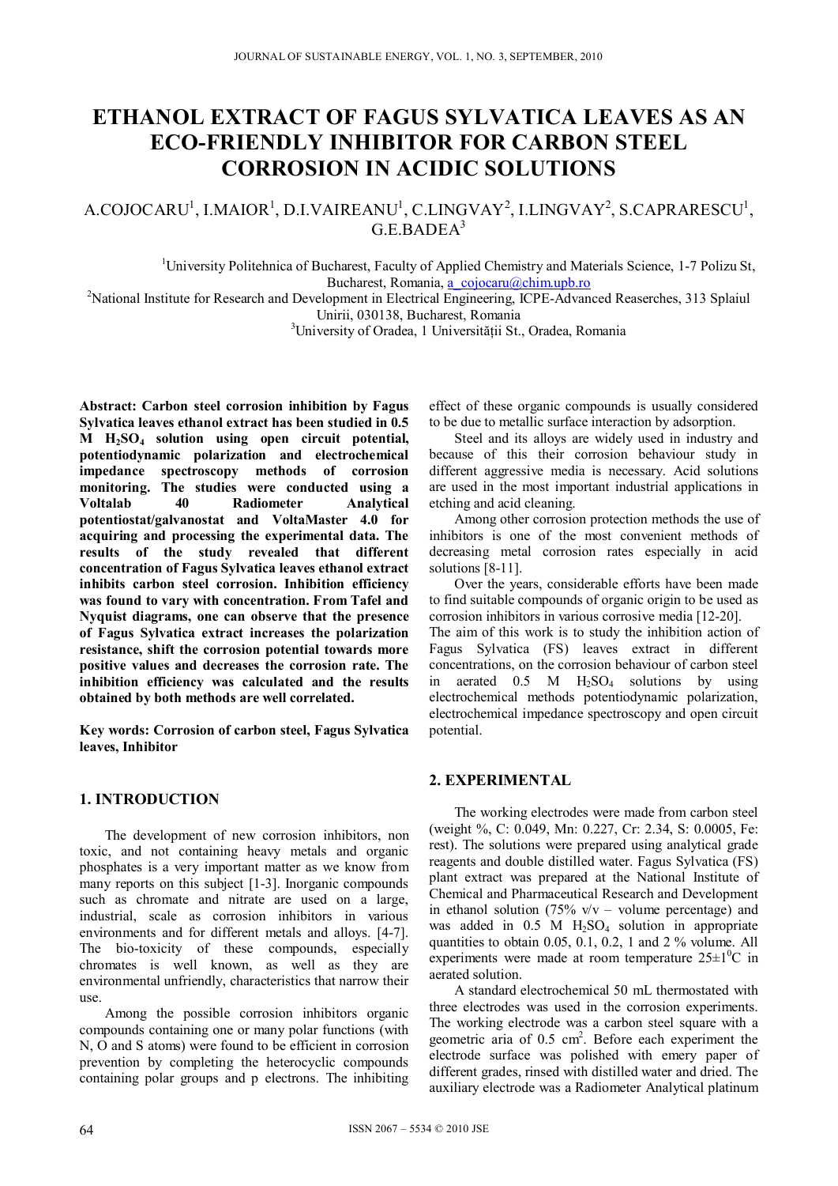# ETHANOL EXTRACT OF FAGUS SYLVATICA LEAVES AS AN ECO-FRIENDLY INHIBITOR FOR CARBON STEEL CORROSION IN ACIDIC SOLUTIONS

A.COJOCARU[1], I.MAIOR[1], D.I.VAIREANU[1], C.LINGVAY[2], I.LINGVAY[2], S.CAPRARESCU[1], G.E.BADEA[3]

[1]University Politehnica of Bucharest, Faculty of Applied Chemistry and Materials Science, 1-7 Polizu St, Bucharest, Romania, a_cojocaru@chim.upb.ro

[2]National Institute for Research and Development in Electrical Engineering, ICPE-Advanced Reaserches, 313 Splaiul Unirii, 030138, Bucharest, Romania

[3]University of Oradea, 1 Universității St., Oradea, Romania

**Abstract: Carbon steel corrosion inhibition by Fagus Sylvatica leaves ethanol extract has been studied in 0.5 M $H_2SO_4$ solution using open circuit potential, potentiodynamic polarization and electrochemical impedance spectroscopy methods of corrosion monitoring. The studies were conducted using a Voltalab 40 Radiometer Analytical potentiostat/galvanostat and VoltaMaster 4.0 for acquiring and processing the experimental data. The results of the study revealed that different concentration of Fagus Sylvatica leaves ethanol extract inhibits carbon steel corrosion. Inhibition efficiency was found to vary with concentration. From Tafel and Nyquist diagrams, one can observe that the presence of Fagus Sylvatica extract increases the polarization resistance, shift the corrosion potential towards more positive values and decreases the corrosion rate. The inhibition efficiency was calculated and the results obtained by both methods are well correlated.**

**Key words: Corrosion of carbon steel, Fagus Sylvatica leaves, Inhibitor**

## 1. INTRODUCTION

The development of new corrosion inhibitors, non toxic, and not containing heavy metals and organic phosphates is a very important matter as we know from many reports on this subject [1-3]. Inorganic compounds such as chromate and nitrate are used on a large, industrial, scale as corrosion inhibitors in various environments and for different metals and alloys. [4-7]. The bio-toxicity of these compounds, especially chromates is well known, as well as they are environmental unfriendly, characteristics that narrow their use.

Among the possible corrosion inhibitors organic compounds containing one or many polar functions (with N, O and S atoms) were found to be efficient in corrosion prevention by completing the heterocyclic compounds containing polar groups and p electrons. The inhibiting effect of these organic compounds is usually considered to be due to metallic surface interaction by adsorption.

Steel and its alloys are widely used in industry and because of this their corrosion behaviour study in different aggressive media is necessary. Acid solutions are used in the most important industrial applications in etching and acid cleaning.

Among other corrosion protection methods the use of inhibitors is one of the most convenient methods of decreasing metal corrosion rates especially in acid solutions [8-11].

Over the years, considerable efforts have been made to find suitable compounds of organic origin to be used as corrosion inhibitors in various corrosive media [12-20]. The aim of this work is to study the inhibition action of Fagus Sylvatica (FS) leaves extract in different concentrations, on the corrosion behaviour of carbon steel in aerated 0.5 M $H_2SO_4$ solutions by using electrochemical methods potentiodynamic polarization, electrochemical impedance spectroscopy and open circuit potential.

## 2. EXPERIMENTAL

The working electrodes were made from carbon steel (weight %, C: 0.049, Mn: 0.227, Cr: 2.34, S: 0.0005, Fe: rest). The solutions were prepared using analytical grade reagents and double distilled water. Fagus Sylvatica (FS) plant extract was prepared at the National Institute of Chemical and Pharmaceutical Research and Development in ethanol solution (75% v/v – volume percentage) and was added in 0.5 M $H_2SO_4$ solution in appropriate quantities to obtain 0.05, 0.1, 0.2, 1 and 2 % volume. All experiments were made at room temperature $25\pm1^0$C in aerated solution.

A standard electrochemical 50 mL thermostated with three electrodes was used in the corrosion experiments. The working electrode was a carbon steel square with a geometric aria of 0.5 $cm^2$. Before each experiment the electrode surface was polished with emery paper of different grades, rinsed with distilled water and dried. The auxiliary electrode was a Radiometer Analytical platinum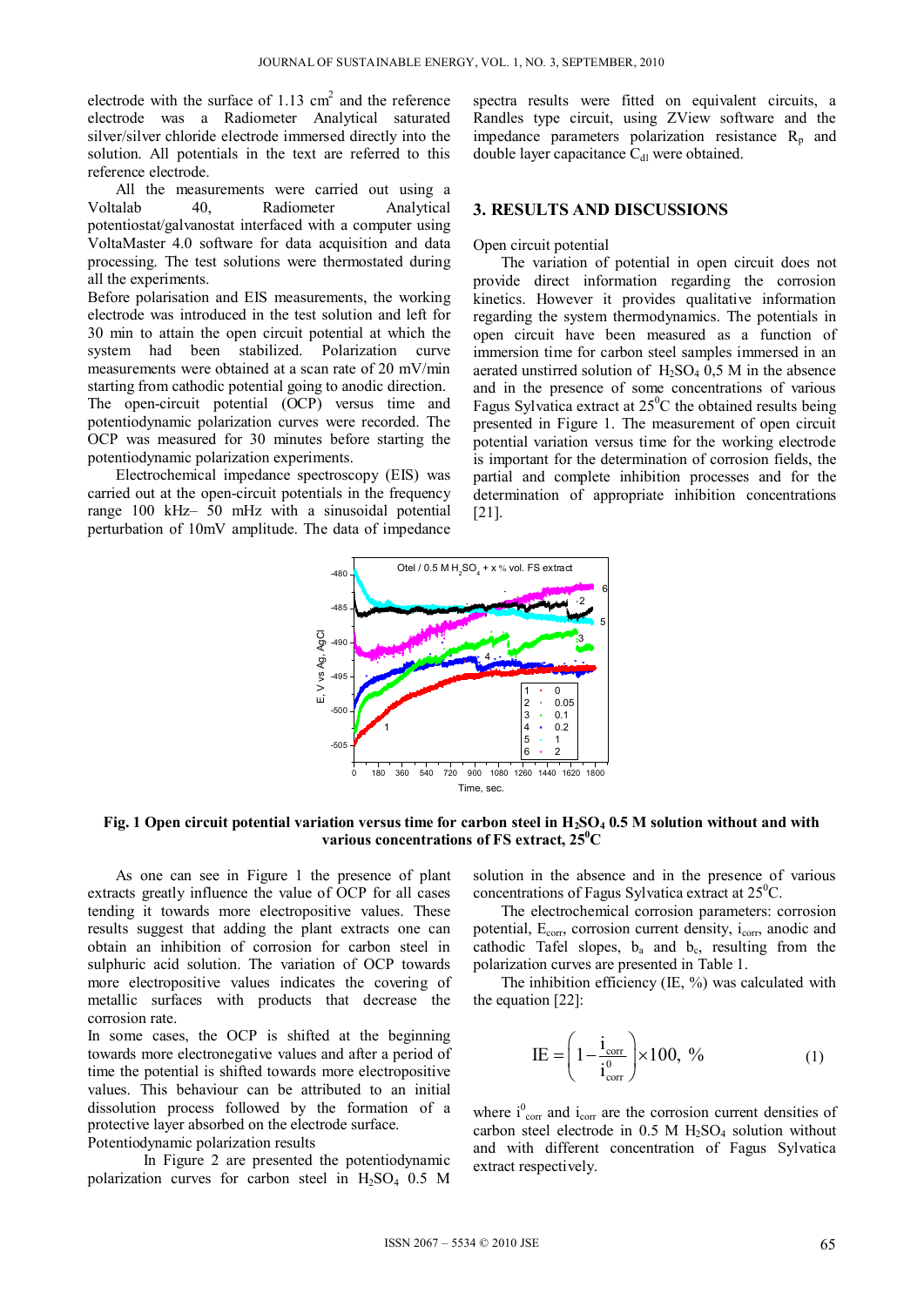electrode with the surface of 1.13 $cm^2$ and the reference electrode was a Radiometer Analytical saturated silver/silver chloride electrode immersed directly into the solution. All potentials in the text are referred to this reference electrode.

All the measurements were carried out using a Voltalab 40, Radiometer Analytical potentiostat/galvanostat interfaced with a computer using VoltaMaster 4.0 software for data acquisition and data processing. The test solutions were thermostated during all the experiments.

Before polarisation and EIS measurements, the working electrode was introduced in the test solution and left for 30 min to attain the open circuit potential at which the system had been stabilized. Polarization curve measurements were obtained at a scan rate of 20 mV/min starting from cathodic potential going to anodic direction. The open-circuit potential (OCP) versus time and potentiodynamic polarization curves were recorded. The OCP was measured for 30 minutes before starting the potentiodynamic polarization experiments.

Electrochemical impedance spectroscopy (EIS) was carried out at the open-circuit potentials in the frequency range 100 kHz– 50 mHz with a sinusoidal potential perturbation of 10mV amplitude. The data of impedance spectra results were fitted on equivalent circuits, a Randles type circuit, using ZView software and the impedance parameters polarization resistance $R_p$ and double layer capacitance $C_{dl}$ were obtained.

## 3. RESULTS AND DISCUSSIONS

Open circuit potential

The variation of potential in open circuit does not provide direct information regarding the corrosion kinetics. However it provides qualitative information regarding the system thermodynamics. The potentials in open circuit have been measured as a function of immersion time for carbon steel samples immersed in an aerated unstirred solution of $H_2SO_4$ 0,5 M in the absence and in the presence of some concentrations of various Fagus Sylvatica extract at 25$^0$C the obtained results being presented in Figure 1. The measurement of open circuit potential variation versus time for the working electrode is important for the determination of corrosion fields, the partial and complete inhibition processes and for the determination of appropriate inhibition concentrations [21].

**Fig. 1 Open circuit potential variation versus time for carbon steel in $H_2SO_4$ 0.5 M solution without and with various concentrations of FS extract, 25$^0$C**

As one can see in Figure 1 the presence of plant extracts greatly influence the value of OCP for all cases tending it towards more electropositive values. These results suggest that adding the plant extracts one can obtain an inhibition of corrosion for carbon steel in sulphuric acid solution. The variation of OCP towards more electropositive values indicates the covering of metallic surfaces with products that decrease the corrosion rate.

In some cases, the OCP is shifted at the beginning towards more electronegative values and after a period of time the potential is shifted towards more electropositive values. This behaviour can be attributed to an initial dissolution process followed by the formation of a protective layer absorbed on the electrode surface.

Potentiodynamic polarization results

In Figure 2 are presented the potentiodynamic polarization curves for carbon steel in $H_2SO_4$ 0.5 M solution in the absence and in the presence of various concentrations of Fagus Sylvatica extract at 25$^0$C.

The electrochemical corrosion parameters: corrosion potential, $E_{corr}$, corrosion current density, $i_{corr}$, anodic and cathodic Tafel slopes, $b_a$ and $b_c$, resulting from the polarization curves are presented in Table 1.

The inhibition efficiency (IE, %) was calculated with the equation [22]:

$$IE = \left(1 - \frac{i_{corr}}{i^0_{corr}}\right) \times 100,\ \% \qquad (1)$$

where $i^0_{corr}$ and $i_{corr}$ are the corrosion current densities of carbon steel electrode in 0.5 M $H_2SO_4$ solution without and with different concentration of Fagus Sylvatica extract respectively.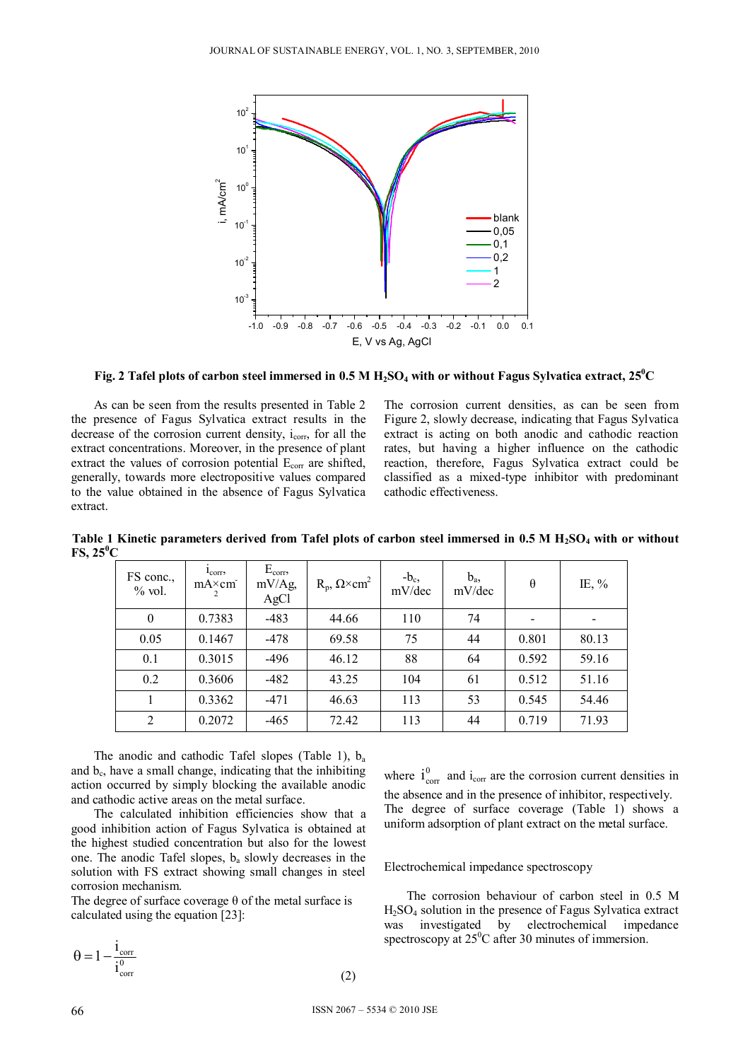**Fig. 2 Tafel plots of carbon steel immersed in 0.5 M $H_2SO_4$ with or without Fagus Sylvatica extract, $25^0$C**

As can be seen from the results presented in Table 2 the presence of Fagus Sylvatica extract results in the decrease of the corrosion current density, $i_{corr}$, for all the extract concentrations. Moreover, in the presence of plant extract the values of corrosion potential $E_{corr}$ are shifted, generally, towards more electropositive values compared to the value obtained in the absence of Fagus Sylvatica extract.

The corrosion current densities, as can be seen from Figure 2, slowly decrease, indicating that Fagus Sylvatica extract is acting on both anodic and cathodic reaction rates, but having a higher influence on the cathodic reaction, therefore, Fagus Sylvatica extract could be classified as a mixed-type inhibitor with predominant cathodic effectiveness.

**Table 1 Kinetic parameters derived from Tafel plots of carbon steel immersed in 0.5 M $H_2SO_4$ with or without FS, $25^0$C**

| FS conc., % vol. | $i_{corr}$, $mA\times cm^{-2}$ | $E_{corr}$, mV/Ag, AgCl | $R_p$, $\Omega\times cm^2$ | $-b_c$, mV/dec | $b_a$, mV/dec | θ | IE, % |
|---|---|---|---|---|---|---|---|
| 0 | 0.7383 | -483 | 44.66 | 110 | 74 | - | - |
| 0.05 | 0.1467 | -478 | 69.58 | 75 | 44 | 0.801 | 80.13 |
| 0.1 | 0.3015 | -496 | 46.12 | 88 | 64 | 0.592 | 59.16 |
| 0.2 | 0.3606 | -482 | 43.25 | 104 | 61 | 0.512 | 51.16 |
| 1 | 0.3362 | -471 | 46.63 | 113 | 53 | 0.545 | 54.46 |
| 2 | 0.2072 | -465 | 72.42 | 113 | 44 | 0.719 | 71.93 |

The anodic and cathodic Tafel slopes (Table 1), $b_a$ and $b_c$, have a small change, indicating that the inhibiting action occurred by simply blocking the available anodic and cathodic active areas on the metal surface.

The calculated inhibition efficiencies show that a good inhibition action of Fagus Sylvatica is obtained at the highest studied concentration but also for the lowest one. The anodic Tafel slopes, $b_a$ slowly decreases in the solution with FS extract showing small changes in steel corrosion mechanism.

The degree of surface coverage θ of the metal surface is calculated using the equation [23]:

$$\theta = 1 - \frac{i_{corr}}{i^0_{corr}} \tag{2}$$

where $i^0_{corr}$ and $i_{corr}$ are the corrosion current densities in the absence and in the presence of inhibitor, respectively.

The degree of surface coverage (Table 1) shows a uniform adsorption of plant extract on the metal surface.

## Electrochemical impedance spectroscopy

The corrosion behaviour of carbon steel in 0.5 M $H_2SO_4$ solution in the presence of Fagus Sylvatica extract was investigated by electrochemical impedance spectroscopy at $25^0$C after 30 minutes of immersion.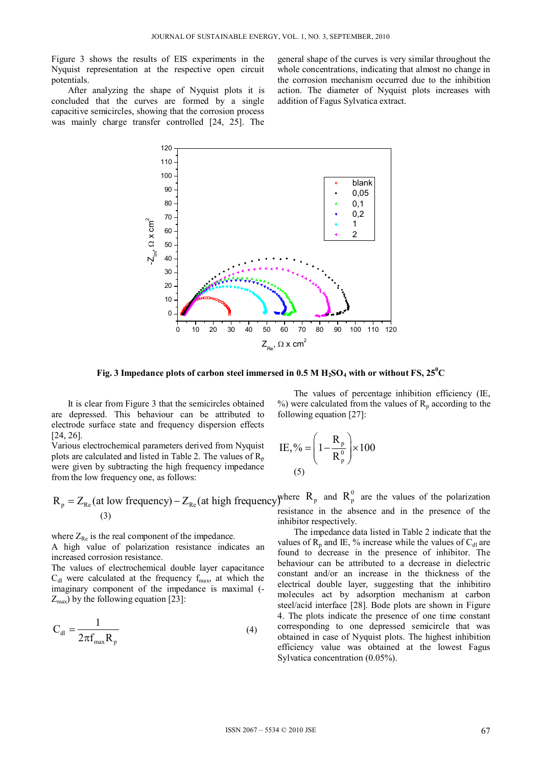Figure 3 shows the results of EIS experiments in the Nyquist representation at the respective open circuit potentials.

After analyzing the shape of Nyquist plots it is concluded that the curves are formed by a single capacitive semicircles, showing that the corrosion process was mainly charge transfer controlled [24, 25]. The general shape of the curves is very similar throughout the whole concentrations, indicating that almost no change in the corrosion mechanism occurred due to the inhibition action. The diameter of Nyquist plots increases with addition of Fagus Sylvatica extract.

**Fig. 3 Impedance plots of carbon steel immersed in 0.5 M $H_2SO_4$ with or without FS, $25^0$C**

It is clear from Figure 3 that the semicircles obtained are depressed. This behaviour can be attributed to electrode surface state and frequency dispersion effects [24, 26].

Various electrochemical parameters derived from Nyquist plots are calculated and listed in Table 2. The values of $R_p$ were given by subtracting the high frequency impedance from the low frequency one, as follows:

$$R_p = Z_{Re}(\text{at low frequency}) - Z_{Re}(\text{at high frequency}) \quad (3)$$

where $Z_{Re}$ is the real component of the impedance.

A high value of polarization resistance indicates an increased corrosion resistance.

The values of electrochemical double layer capacitance $C_{dl}$ were calculated at the frequency $f_{max}$, at which the imaginary component of the impedance is maximal ($-Z_{max}$) by the following equation [23]:

$$C_{dl} = \frac{1}{2\pi f_{max} R_p} \quad (4)$$

The values of percentage inhibition efficiency (IE, %) were calculated from the values of $R_p$ according to the following equation [27]:

$$IE,\% = \left(1 - \frac{R_p}{R_p^0}\right) \times 100 \quad (5)$$

where $R_p$ and $R_p^0$ are the values of the polarization resistance in the absence and in the presence of the inhibitor respectively.

The impedance data listed in Table 2 indicate that the values of $R_p$ and IE, % increase while the values of $C_{dl}$ are found to decrease in the presence of inhibitor. The behaviour can be attributed to a decrease in dielectric constant and/or an increase in the thickness of the electrical double layer, suggesting that the inhibitiro molecules act by adsorption mechanism at carbon steel/acid interface [28]. Bode plots are shown in Figure 4. The plots indicate the presence of one time constant corresponding to one depressed semicircle that was obtained in case of Nyquist plots. The highest inhibition efficiency value was obtained at the lowest Fagus Sylvatica concentration (0.05%).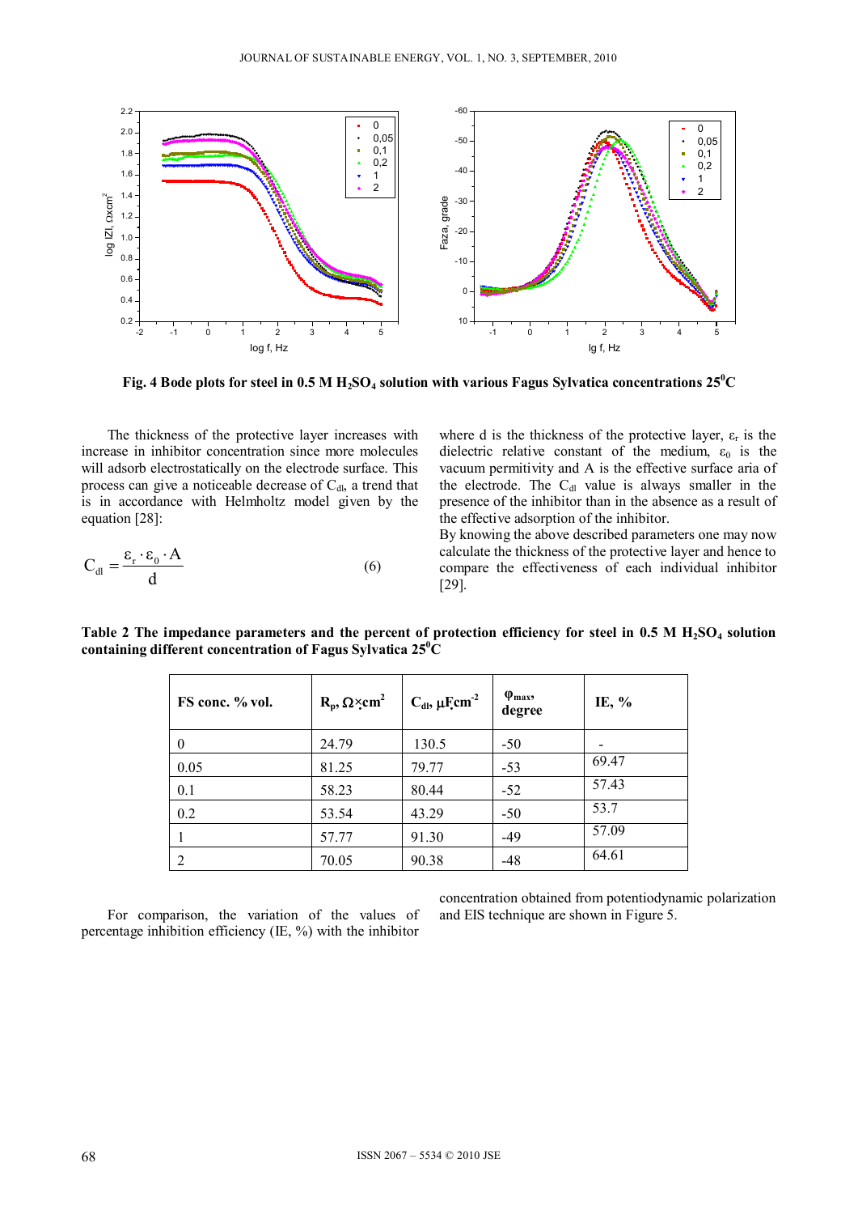**Fig. 4 Bode plots for steel in 0.5 M $H_2SO_4$ solution with various Fagus Sylvatica concentrations 25$^0$C**

The thickness of the protective layer increases with increase in inhibitor concentration since more molecules will adsorb electrostatically on the electrode surface. This process can give a noticeable decrease of $C_{dl}$, a trend that is in accordance with Helmholtz model given by the equation [28]:

$$C_{dl} = \frac{\varepsilon_r \cdot \varepsilon_0 \cdot A}{d} \qquad (6)$$

where d is the thickness of the protective layer, $\varepsilon_r$ is the dielectric relative constant of the medium, $\varepsilon_0$ is the vacuum permitivity and A is the effective surface aria of the electrode. The $C_{dl}$ value is always smaller in the presence of the inhibitor than in the absence as a result of the effective adsorption of the inhibitor.

By knowing the above described parameters one may now calculate the thickness of the protective layer and hence to compare the effectiveness of each individual inhibitor [29].

**Table 2 The impedance parameters and the percent of protection efficiency for steel in 0.5 M $H_2SO_4$ solution containing different concentration of Fagus Sylvatica 25$^0$C**

| FS conc. % vol. | $R_p$, $\Omega \times cm^2$ | $C_{dl}$, $\mu Fcm^{-2}$ | $\varphi_{max}$, degree | IE, % |
|---|---|---|---|---|
| 0 | 24.79 | 130.5 | -50 | - |
| 0.05 | 81.25 | 79.77 | -53 | 69.47 |
| 0.1 | 58.23 | 80.44 | -52 | 57.43 |
| 0.2 | 53.54 | 43.29 | -50 | 53.7 |
| 1 | 57.77 | 91.30 | -49 | 57.09 |
| 2 | 70.05 | 90.38 | -48 | 64.61 |

For comparison, the variation of the values of percentage inhibition efficiency (IE, %) with the inhibitor concentration obtained from potentiodynamic polarization and EIS technique are shown in Figure 5.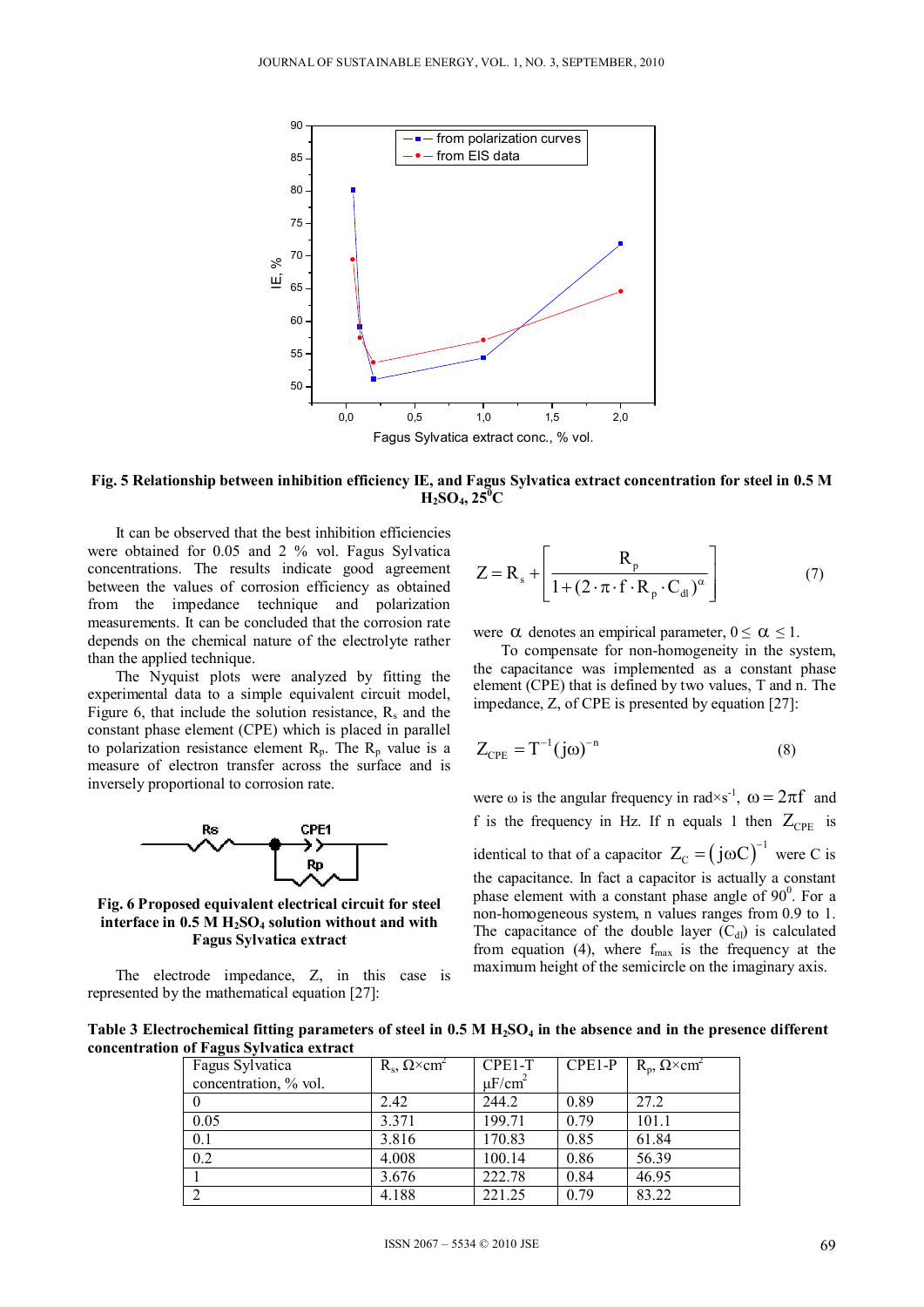**Fig. 5 Relationship between inhibition efficiency IE, and Fagus Sylvatica extract concentration for steel in 0.5 M $H_2SO_4$, 25$^0$C**

It can be observed that the best inhibition efficiencies were obtained for 0.05 and 2 % vol. Fagus Sylvatica concentrations. The results indicate good agreement between the values of corrosion efficiency as obtained from the impedance technique and polarization measurements. It can be concluded that the corrosion rate depends on the chemical nature of the electrolyte rather than the applied technique.

The Nyquist plots were analyzed by fitting the experimental data to a simple equivalent circuit model, Figure 6, that include the solution resistance, $R_s$ and the constant phase element (CPE) which is placed in parallel to polarization resistance element $R_p$. The $R_p$ value is a measure of electron transfer across the surface and is inversely proportional to corrosion rate.

**Fig. 6 Proposed equivalent electrical circuit for steel interface in 0.5 M $H_2SO_4$ solution without and with Fagus Sylvatica extract**

The electrode impedance, Z, in this case is represented by the mathematical equation [27]:

$$Z = R_s + \left[ \frac{R_p}{1 + (2 \cdot \pi \cdot f \cdot R_p \cdot C_{dl})^{\alpha}} \right] \quad (7)$$

were $\alpha$ denotes an empirical parameter, $0 \leq \alpha \leq 1$.

To compensate for non-homogeneity in the system, the capacitance was implemented as a constant phase element (CPE) that is defined by two values, T and n. The impedance, Z, of CPE is presented by equation [27]:

$$Z_{CPE} = T^{-1}(j\omega)^{-n} \quad (8)$$

were ω is the angular frequency in rad×s$^{-1}$, $\omega = 2\pi f$ and f is the frequency in Hz. If n equals 1 then $Z_{CPE}$ is identical to that of a capacitor $Z_C = (j\omega C)^{-1}$ were C is the capacitance. In fact a capacitor is actually a constant phase element with a constant phase angle of 90$^0$. For a non-homogeneous system, n values ranges from 0.9 to 1. The capacitance of the double layer ($C_{dl}$) is calculated from equation (4), where $f_{max}$ is the frequency at the maximum height of the semicircle on the imaginary axis.

**Table 3 Electrochemical fitting parameters of steel in 0.5 M $H_2SO_4$ in the absence and in the presence different concentration of Fagus Sylvatica extract**

| Fagus Sylvatica concentration, % vol. | $R_s$, Ω×cm$^2$ | CPE1-T μF/cm$^2$ | CPE1-P | $R_p$, Ω×cm$^2$ |
|---|---|---|---|---|
| 0 | 2.42 | 244.2 | 0.89 | 27.2 |
| 0.05 | 3.371 | 199.71 | 0.79 | 101.1 |
| 0.1 | 3.816 | 170.83 | 0.85 | 61.84 |
| 0.2 | 4.008 | 100.14 | 0.86 | 56.39 |
| 1 | 3.676 | 222.78 | 0.84 | 46.95 |
| 2 | 4.188 | 221.25 | 0.79 | 83.22 |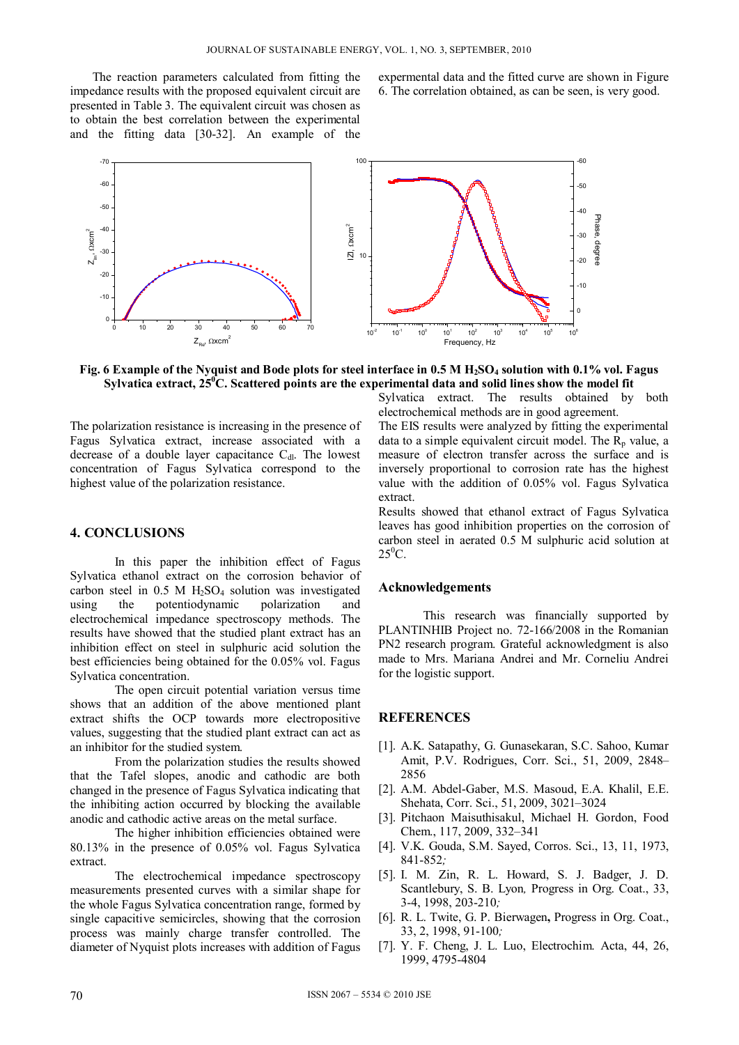The reaction parameters calculated from fitting the impedance results with the proposed equivalent circuit are presented in Table 3. The equivalent circuit was chosen as to obtain the best correlation between the experimental and the fitting data [30-32]. An example of the expermental data and the fitted curve are shown in Figure 6. The correlation obtained, as can be seen, is very good.

**Fig. 6 Example of the Nyquist and Bode plots for steel interface in 0.5 M $H_2SO_4$ solution with 0.1% vol. Fagus Sylvatica extract, $25^0$C. Scattered points are the experimental data and solid lines show the model fit**

The polarization resistance is increasing in the presence of Fagus Sylvatica extract, increase associated with a decrease of a double layer capacitance $C_{dl}$. The lowest concentration of Fagus Sylvatica correspond to the highest value of the polarization resistance.

## 4. CONCLUSIONS

In this paper the inhibition effect of Fagus Sylvatica ethanol extract on the corrosion behavior of carbon steel in 0.5 M $H_2SO_4$ solution was investigated using the potentiodynamic polarization and electrochemical impedance spectroscopy methods. The results have showed that the studied plant extract has an inhibition effect on steel in sulphuric acid solution the best efficiencies being obtained for the 0.05% vol. Fagus Sylvatica concentration.

The open circuit potential variation versus time shows that an addition of the above mentioned plant extract shifts the OCP towards more electropositive values, suggesting that the studied plant extract can act as an inhibitor for the studied system.

From the polarization studies the results showed that the Tafel slopes, anodic and cathodic are both changed in the presence of Fagus Sylvatica indicating that the inhibiting action occurred by blocking the available anodic and cathodic active areas on the metal surface.

The higher inhibition efficiencies obtained were 80.13% in the presence of 0.05% vol. Fagus Sylvatica extract.

The electrochemical impedance spectroscopy measurements presented curves with a similar shape for the whole Fagus Sylvatica concentration range, formed by single capacitive semicircles, showing that the corrosion process was mainly charge transfer controlled. The diameter of Nyquist plots increases with addition of Fagus Sylvatica extract. The results obtained by both electrochemical methods are in good agreement.

The EIS results were analyzed by fitting the experimental data to a simple equivalent circuit model. The $R_p$ value, a measure of electron transfer across the surface and is inversely proportional to corrosion rate has the highest value with the addition of 0.05% vol. Fagus Sylvatica extract.

Results showed that ethanol extract of Fagus Sylvatica leaves has good inhibition properties on the corrosion of carbon steel in aerated 0.5 M sulphuric acid solution at $25^0$C.

### Acknowledgements

This research was financially supported by PLANTINHIB Project no. 72-166/2008 in the Romanian PN2 research program. Grateful acknowledgment is also made to Mrs. Mariana Andrei and Mr. Corneliu Andrei for the logistic support.

## REFERENCES

[1]. A.K. Satapathy, G. Gunasekaran, S.C. Sahoo, Kumar Amit, P.V. Rodrigues, Corr. Sci., 51, 2009, 2848–2856

[2]. A.M. Abdel-Gaber, M.S. Masoud, E.A. Khalil, E.E. Shehata, Corr. Sci., 51, 2009, 3021–3024

[3]. Pitchaon Maisuthisakul, Michael H. Gordon, Food Chem., 117, 2009, 332–341

[4]. V.K. Gouda, S.M. Sayed, Corros. Sci., 13, 11, 1973, 841-852;

[5]. I. M. Zin, R. L. Howard, S. J. Badger, J. D. Scantlebury, S. B. Lyon, Progress in Org. Coat., 33, 3-4, 1998, 203-210;

[6]. R. L. Twite, G. P. Bierwagen, Progress in Org. Coat., 33, 2, 1998, 91-100;

[7]. Y. F. Cheng, J. L. Luo, Electrochim. Acta, 44, 26, 1999, 4795-4804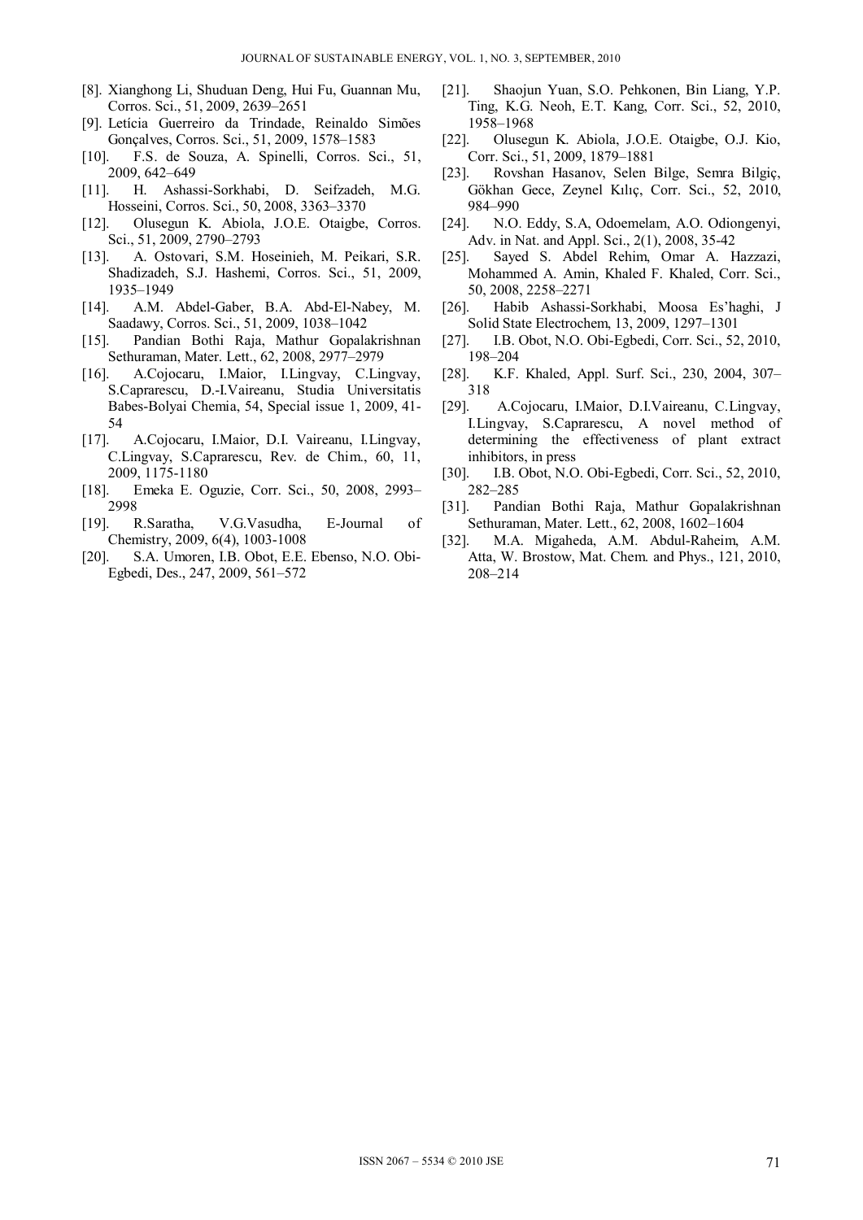[8]. Xianghong Li, Shuduan Deng, Hui Fu, Guannan Mu, Corros. Sci., 51, 2009, 2639–2651

[9]. Letícia Guerreiro da Trindade, Reinaldo Simões Gonçalves, Corros. Sci., 51, 2009, 1578–1583

[10]. F.S. de Souza, A. Spinelli, Corros. Sci., 51, 2009, 642–649

[11]. H. Ashassi-Sorkhabi, D. Seifzadeh, M.G. Hosseini, Corros. Sci., 50, 2008, 3363–3370

[12]. Olusegun K. Abiola, J.O.E. Otaigbe, Corros. Sci., 51, 2009, 2790–2793

[13]. A. Ostovari, S.M. Hoseinieh, M. Peikari, S.R. Shadizadeh, S.J. Hashemi, Corros. Sci., 51, 2009, 1935–1949

[14]. A.M. Abdel-Gaber, B.A. Abd-El-Nabey, M. Saadawy, Corros. Sci., 51, 2009, 1038–1042

[15]. Pandian Bothi Raja, Mathur Gopalakrishnan Sethuraman, Mater. Lett., 62, 2008, 2977–2979

[16]. A.Cojocaru, I.Maior, I.Lingvay, C.Lingvay, S.Caprarescu, D.-I.Vaireanu, Studia Universitatis Babes-Bolyai Chemia, 54, Special issue 1, 2009, 41-54

[17]. A.Cojocaru, I.Maior, D.I. Vaireanu, I.Lingvay, C.Lingvay, S.Caprarescu, Rev. de Chim., 60, 11, 2009, 1175-1180

[18]. Emeka E. Oguzie, Corr. Sci., 50, 2008, 2993–2998

[19]. R.Saratha, V.G.Vasudha, E-Journal of Chemistry, 2009, 6(4), 1003-1008

[20]. S.A. Umoren, I.B. Obot, E.E. Ebenso, N.O. Obi-Egbedi, Des., 247, 2009, 561–572

[21]. Shaojun Yuan, S.O. Pehkonen, Bin Liang, Y.P. Ting, K.G. Neoh, E.T. Kang, Corr. Sci., 52, 2010, 1958–1968

[22]. Olusegun K. Abiola, J.O.E. Otaigbe, O.J. Kio, Corr. Sci., 51, 2009, 1879–1881

[23]. Rovshan Hasanov, Selen Bilge, Semra Bilgiç, Gökhan Gece, Zeynel Kılıç, Corr. Sci., 52, 2010, 984–990

[24]. N.O. Eddy, S.A, Odoemelam, A.O. Odiongenyi, Adv. in Nat. and Appl. Sci., 2(1), 2008, 35-42

[25]. Sayed S. Abdel Rehim, Omar A. Hazzazi, Mohammed A. Amin, Khaled F. Khaled, Corr. Sci., 50, 2008, 2258–2271

[26]. Habib Ashassi-Sorkhabi, Moosa Es'haghi, J Solid State Electrochem, 13, 2009, 1297–1301

[27]. I.B. Obot, N.O. Obi-Egbedi, Corr. Sci., 52, 2010, 198–204

[28]. K.F. Khaled, Appl. Surf. Sci., 230, 2004, 307–318

[29]. A.Cojocaru, I.Maior, D.I.Vaireanu, C.Lingvay, I.Lingvay, S.Caprarescu, A novel method of determining the effectiveness of plant extract inhibitors, in press

[30]. I.B. Obot, N.O. Obi-Egbedi, Corr. Sci., 52, 2010, 282–285

[31]. Pandian Bothi Raja, Mathur Gopalakrishnan Sethuraman, Mater. Lett., 62, 2008, 1602–1604

[32]. M.A. Migaheda, A.M. Abdul-Raheim, A.M. Atta, W. Brostow, Mat. Chem. and Phys., 121, 2010, 208–214